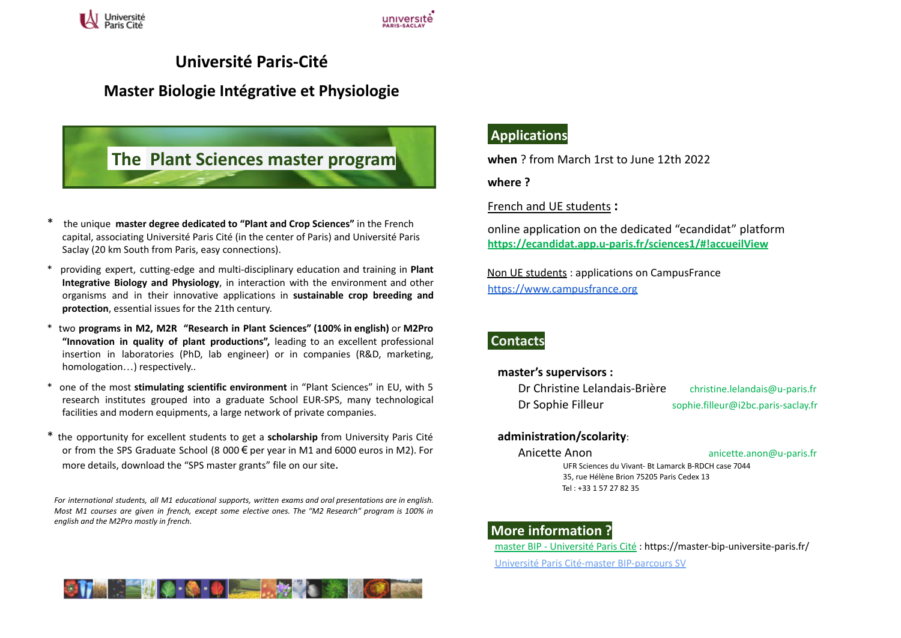# Université Paris-Cité

## Master Biologie Intégrative et Physiologie

## The Plant Sciences master program

* the unique **master degree dedicated to "Plant and Crop Sciences"** in the French capital, associating Université Paris Cité (in the center of Paris) and Université Paris Saclay (20 km South from Paris, easy connections).
* providing expert, cutting-edge and multi-disciplinary education and training in **Plant Integrative Biology and Physiology**, in interaction with the environment and other organisms and in their innovative applications in **sustainable crop breeding and protection**, essential issues for the 21th century.
* two **programs in M2, M2R "Research in Plant Sciences" (100% in english)** or **M2Pro "Innovation in quality of plant productions",** leading to an excellent professional insertion in laboratories (PhD, lab engineer) or in companies (R&D, marketing, homologation…) respectively..
* one of the most **stimulating scientific environment** in "Plant Sciences" in EU, with 5 research institutes grouped into a graduate School EUR-SPS, many technological facilities and modern equipments, a large network of private companies.
* the opportunity for excellent students to get a **scholarship** from University Paris Cité or from the SPS Graduate School (8 000 € per year in M1 and 6000 euros in M2). For more details, download the "SPS master grants" file on our site.

*For international students, all M1 educational supports, written exams and oral presentations are in english. Most M1 courses are given in french, except some elective ones. The "M2 Research" program is 100% in english and the M2Pro mostly in french.*

## Applications

**when** ? from March 1rst to June 12th 2022

**where ?**

French and UE students **:**

online application on the dedicated "ecandidat" platform
**https://ecandidat.app.u-paris.fr/sciences1/#!accueilView**

Non UE students : applications on CampusFrance
https://www.campusfrance.org

## Contacts

**master's supervisors :**

Dr Christine Lelandais-Brière christine.lelandais@u-paris.fr
Dr Sophie Filleur sophie.filleur@i2bc.paris-saclay.fr

**administration/scolarity**:

Anicette Anon anicette.anon@u-paris.fr
UFR Sciences du Vivant- Bt Lamarck B-RDCH case 7044
35, rue Hélène Brion 75205 Paris Cedex 13
Tel : +33 1 57 27 82 35

## More information ?

master BIP - Université Paris Cité : https://master-bip-universite-paris.fr/
Université Paris Cité-master BIP-parcours SV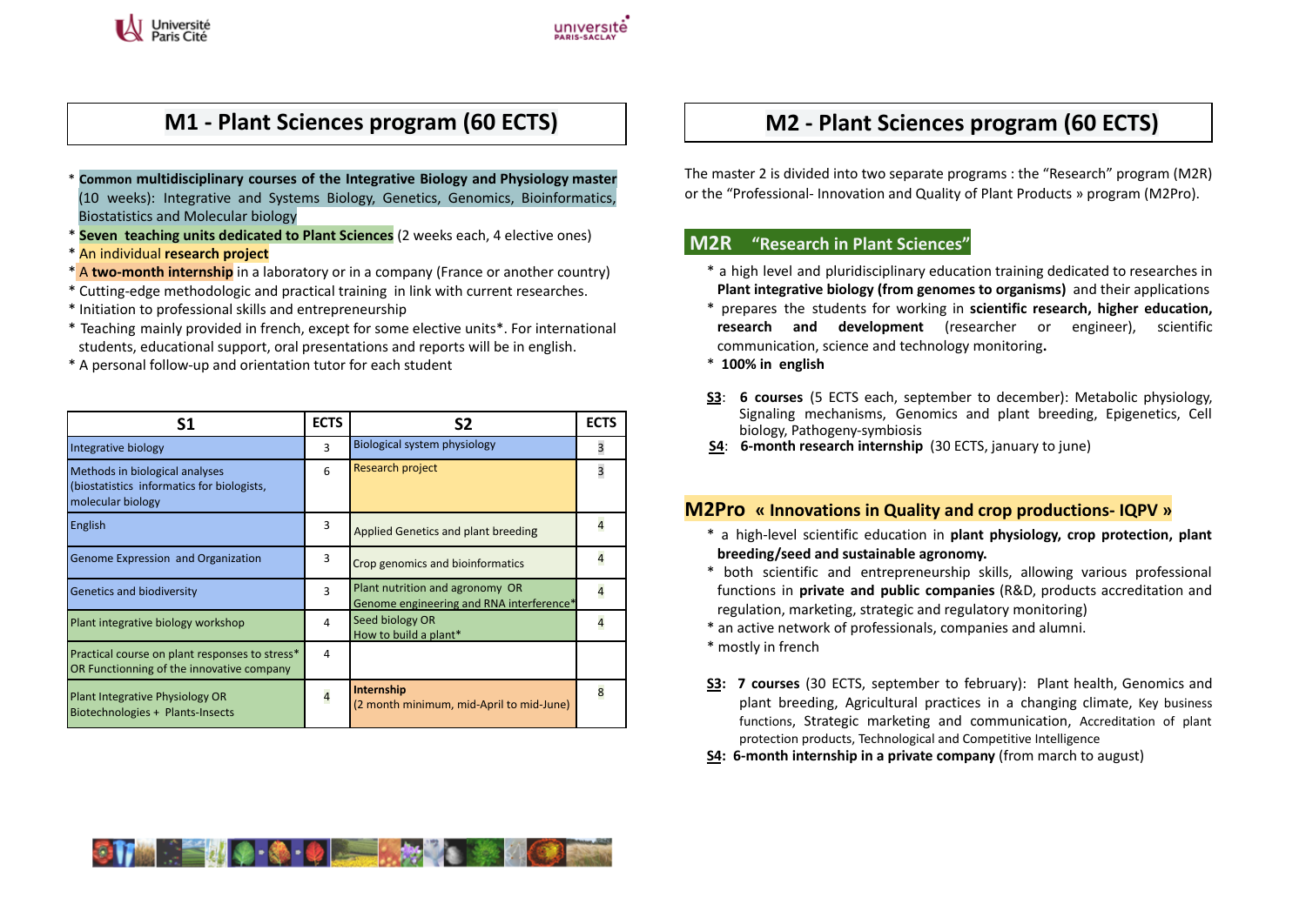## M1 - Plant Sciences program (60 ECTS)

* **Common multidisciplinary courses of the Integrative Biology and Physiology master** (10 weeks): Integrative and Systems Biology, Genetics, Genomics, Bioinformatics, Biostatistics and Molecular biology
* **Seven teaching units dedicated to Plant Sciences** (2 weeks each, 4 elective ones)
* An individual **research project**
* A **two-month internship** in a laboratory or in a company (France or another country)
* Cutting-edge methodologic and practical training in link with current researches.
* Initiation to professional skills and entrepreneurship
* Teaching mainly provided in french, except for some elective units*. For international students, educational support, oral presentations and reports will be in english.
* A personal follow-up and orientation tutor for each student

| S1 | ECTS | S2 | ECTS |
|---|---|---|---|
| Integrative biology | 3 | Biological system physiology | 3 |
| Methods in biological analyses (biostatistics informatics for biologists, molecular biology | 6 | Research project | 3 |
| English | 3 | Applied Genetics and plant breeding | 4 |
| Genome Expression and Organization | 3 | Crop genomics and bioinformatics | 4 |
| Genetics and biodiversity | 3 | Plant nutrition and agronomy OR Genome engineering and RNA interference* | 4 |
| Plant integrative biology workshop | 4 | Seed biology OR How to build a plant* | 4 |
| Practical course on plant responses to stress* OR Functionning of the innovative company | 4 | | |
| Plant Integrative Physiology OR Biotechnologies + Plants-Insects | 4 | **Internship** (2 month minimum, mid-April to mid-June) | 8 |

## M2 - Plant Sciences program (60 ECTS)

The master 2 is divided into two separate programs : the "Research" program (M2R) or the "Professional- Innovation and Quality of Plant Products » program (M2Pro).

### M2R "Research in Plant Sciences"

* a high level and pluridisciplinary education training dedicated to researches in **Plant integrative biology (from genomes to organisms)** and their applications
* prepares the students for working in **scientific research, higher education, research and development** (researcher or engineer), scientific communication, science and technology monitoring.
* **100% in english**

**S3**: **6 courses** (5 ECTS each, september to december): Metabolic physiology, Signaling mechanisms, Genomics and plant breeding, Epigenetics, Cell biology, Pathogeny-symbiosis

**S4**: **6-month research internship** (30 ECTS, january to june)

### M2Pro « Innovations in Quality and crop productions- IQPV »

* a high-level scientific education in **plant physiology, crop protection, plant breeding/seed and sustainable agronomy.**
* both scientific and entrepreneurship skills, allowing various professional functions in **private and public companies** (R&D, products accreditation and regulation, marketing, strategic and regulatory monitoring)
* an active network of professionals, companies and alumni.
* mostly in french

**S3: 7 courses** (30 ECTS, september to february): Plant health, Genomics and plant breeding, Agricultural practices in a changing climate, Key business functions, Strategic marketing and communication, Accreditation of plant protection products, Technological and Competitive Intelligence

**S4: 6-month internship in a private company** (from march to august)